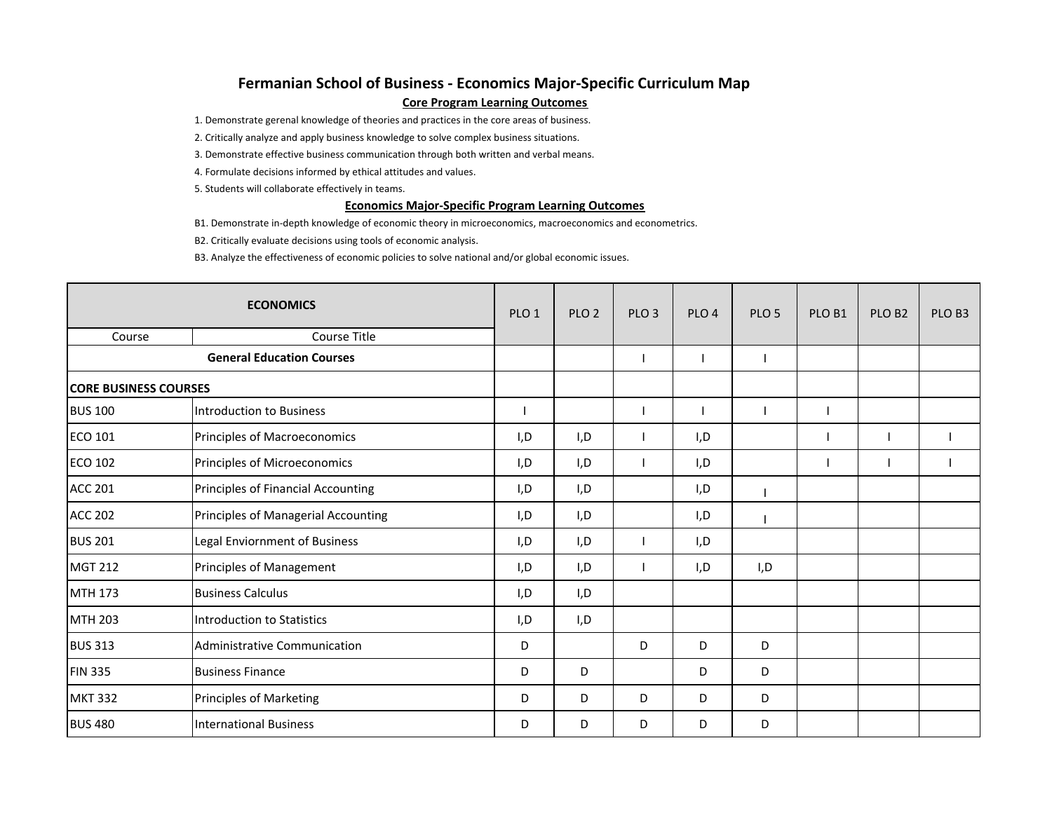# Fermanian School of Business - Economics Major-Specific Curriculum Map

## Core Program Learning Outcomes

1. Demonstrate gerenal knowledge of theories and practices in the core areas of business.
2. Critically analyze and apply business knowledge to solve complex business situations.
3. Demonstrate effective business communication through both written and verbal means.
4. Formulate decisions informed by ethical attitudes and values.
5. Students will collaborate effectively in teams.

## Economics Major-Specific Program Learning Outcomes

B1. Demonstrate in-depth knowledge of economic theory in microeconomics, macroeconomics and econometrics.

B2. Critically evaluate decisions using tools of economic analysis.

B3. Analyze the effectiveness of economic policies to solve national and/or global economic issues.

| ECONOMICS | | PLO 1 | PLO 2 | PLO 3 | PLO 4 | PLO 5 | PLO B1 | PLO B2 | PLO B3 |
|---|---|---|---|---|---|---|---|---|---|
| Course | Course Title | | | | | | | | |
| **General Education Courses** | | | | I | I | I | | | |
| **CORE BUSINESS COURSES** | | | | | | | | | |
| BUS 100 | Introduction to Business | I | | I | I | I | I | | |
| ECO 101 | Principles of Macroeconomics | I,D | I,D | I | I,D | | I | I | I |
| ECO 102 | Principles of Microeconomics | I,D | I,D | I | I,D | | I | I | I |
| ACC 201 | Principles of Financial Accounting | I,D | I,D | | I,D | I | | | |
| ACC 202 | Principles of Managerial Accounting | I,D | I,D | | I,D | I | | | |
| BUS 201 | Legal Enviornment of Business | I,D | I,D | I | I,D | | | | |
| MGT 212 | Principles of Management | I,D | I,D | I | I,D | I,D | | | |
| MTH 173 | Business Calculus | I,D | I,D | | | | | | |
| MTH 203 | Introduction to Statistics | I,D | I,D | | | | | | |
| BUS 313 | Administrative Communication | D | | D | D | D | | | |
| FIN 335 | Business Finance | D | D | | D | D | | | |
| MKT 332 | Principles of Marketing | D | D | D | D | D | | | |
| BUS 480 | International Business | D | D | D | D | D | | | |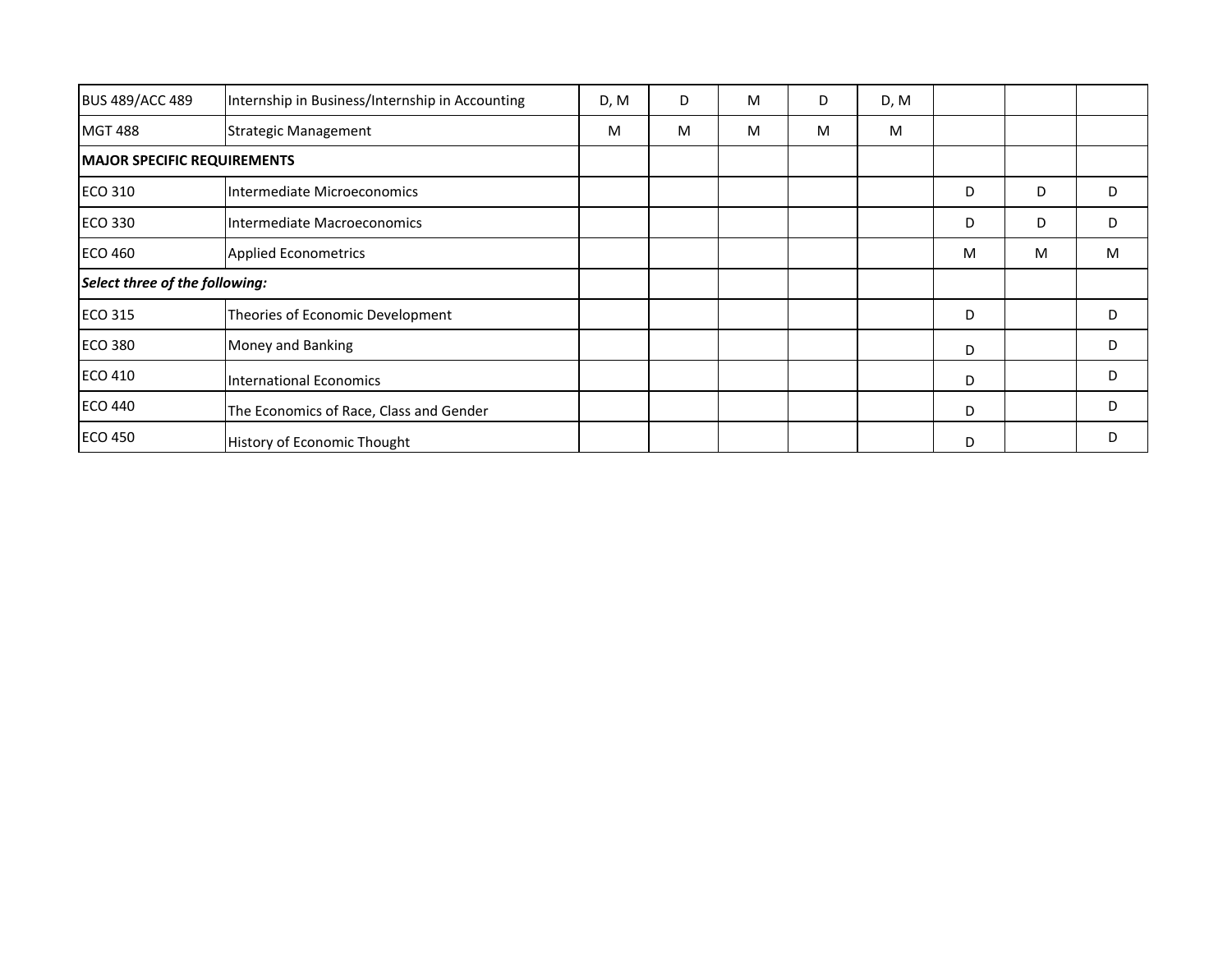| | | | | | | | | | |
|---|---|---|---|---|---|---|---|---|---|
| BUS 489/ACC 489 | Internship in Business/Internship in Accounting | D, M | D | M | D | D, M | | | |
| MGT 488 | Strategic Management | M | M | M | M | M | | | |
| **MAJOR SPECIFIC REQUIREMENTS** | | | | | | | | | |
| ECO 310 | Intermediate Microeconomics | | | | | | D | D | D |
| ECO 330 | Intermediate Macroeconomics | | | | | | D | D | D |
| ECO 460 | Applied Econometrics | | | | | | M | M | M |
| ***Select three of the following:*** | | | | | | | | | |
| ECO 315 | Theories of Economic Development | | | | | | D | | D |
| ECO 380 | Money and Banking | | | | | | D | | D |
| ECO 410 | International Economics | | | | | | D | | D |
| ECO 440 | The Economics of Race, Class and Gender | | | | | | D | | D |
| ECO 450 | History of Economic Thought | | | | | | D | | D |